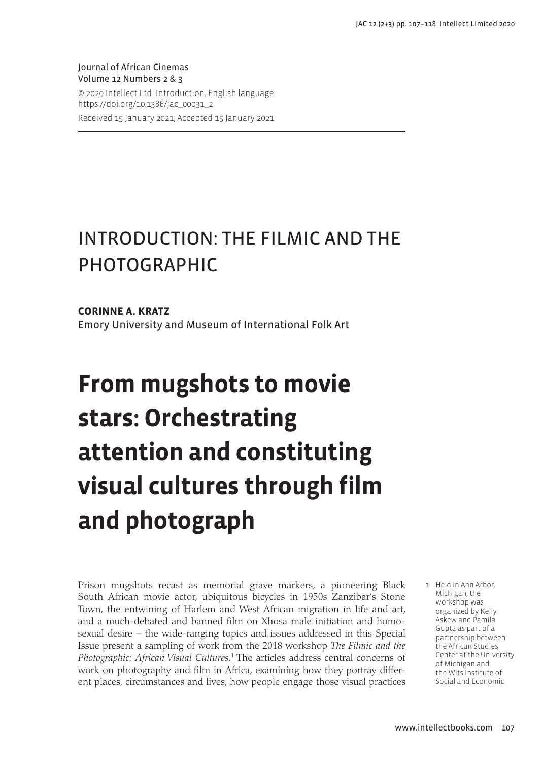Journal of African Cinemas
Volume 12 Numbers 2 & 3
© 2020 Intellect Ltd Introduction. English language. https://doi.org/10.1386/jac_00031_2
Received 15 January 2021; Accepted 15 January 2021

# INTRODUCTION: THE FILMIC AND THE PHOTOGRAPHIC

**CORINNE A. KRATZ**
Emory University and Museum of International Folk Art

# From mugshots to movie stars: Orchestrating attention and constituting visual cultures through film and photograph

Prison mugshots recast as memorial grave markers, a pioneering Black South African movie actor, ubiquitous bicycles in 1950s Zanzibar's Stone Town, the entwining of Harlem and West African migration in life and art, and a much-debated and banned film on Xhosa male initiation and homosexual desire – the wide-ranging topics and issues addressed in this Special Issue present a sampling of work from the 2018 workshop *The Filmic and the Photographic: African Visual Cultures*.[1] The articles address central concerns of work on photography and film in Africa, examining how they portray different places, circumstances and lives, how people engage those visual practices

1. Held in Ann Arbor, Michigan, the workshop was organized by Kelly Askew and Pamila Gupta as part of a partnership between the African Studies Center at the University of Michigan and the Wits Institute of Social and Economic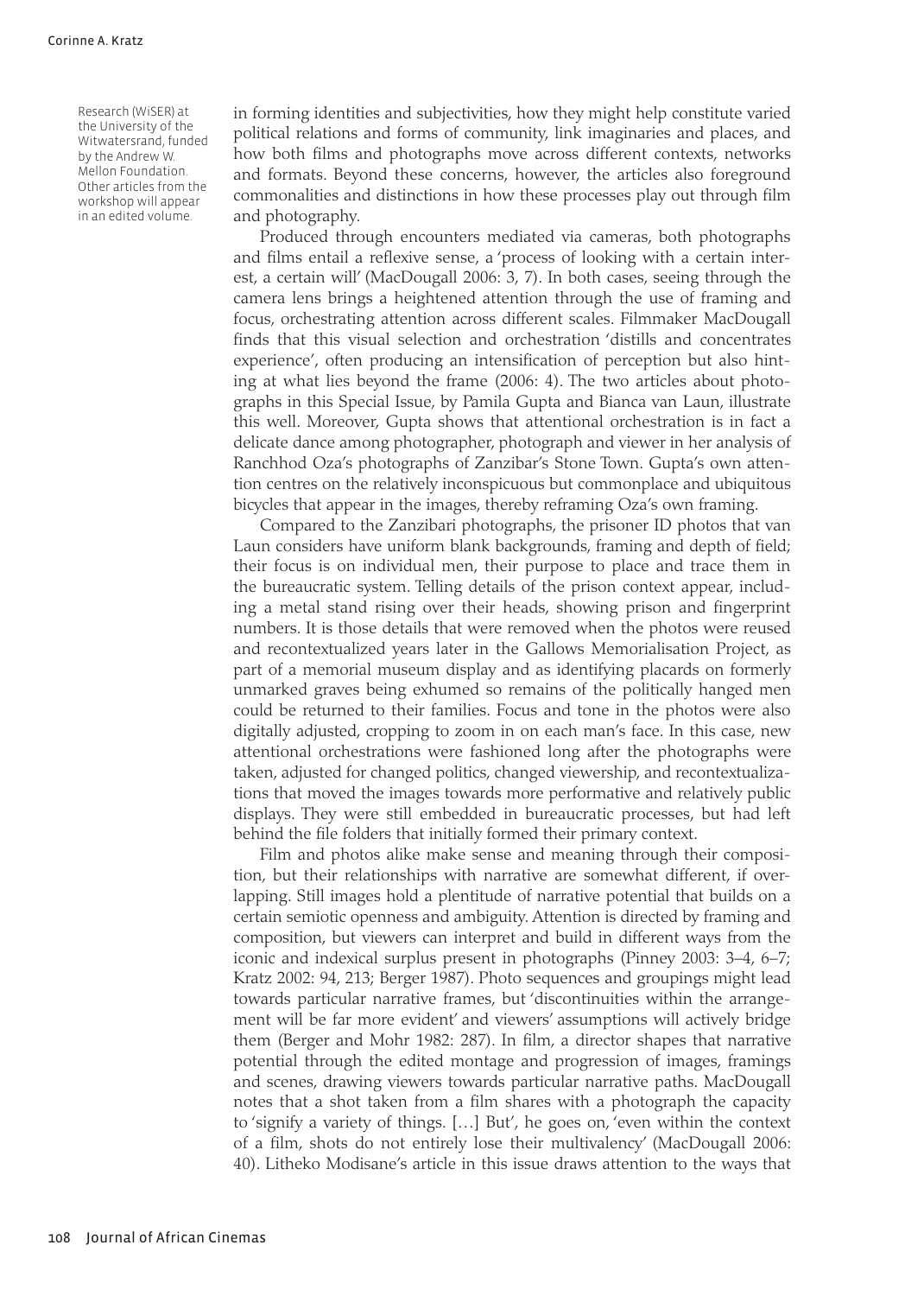Research (WiSER) at the University of the Witwatersrand, funded by the Andrew W. Mellon Foundation. Other articles from the workshop will appear in an edited volume.

in forming identities and subjectivities, how they might help constitute varied political relations and forms of community, link imaginaries and places, and how both films and photographs move across different contexts, networks and formats. Beyond these concerns, however, the articles also foreground commonalities and distinctions in how these processes play out through film and photography.

Produced through encounters mediated via cameras, both photographs and films entail a reflexive sense, a 'process of looking with a certain interest, a certain will' (MacDougall 2006: 3, 7). In both cases, seeing through the camera lens brings a heightened attention through the use of framing and focus, orchestrating attention across different scales. Filmmaker MacDougall finds that this visual selection and orchestration 'distills and concentrates experience', often producing an intensification of perception but also hinting at what lies beyond the frame (2006: 4). The two articles about photographs in this Special Issue, by Pamila Gupta and Bianca van Laun, illustrate this well. Moreover, Gupta shows that attentional orchestration is in fact a delicate dance among photographer, photograph and viewer in her analysis of Ranchhod Oza's photographs of Zanzibar's Stone Town. Gupta's own attention centres on the relatively inconspicuous but commonplace and ubiquitous bicycles that appear in the images, thereby reframing Oza's own framing.

Compared to the Zanzibari photographs, the prisoner ID photos that van Laun considers have uniform blank backgrounds, framing and depth of field; their focus is on individual men, their purpose to place and trace them in the bureaucratic system. Telling details of the prison context appear, including a metal stand rising over their heads, showing prison and fingerprint numbers. It is those details that were removed when the photos were reused and recontextualized years later in the Gallows Memorialisation Project, as part of a memorial museum display and as identifying placards on formerly unmarked graves being exhumed so remains of the politically hanged men could be returned to their families. Focus and tone in the photos were also digitally adjusted, cropping to zoom in on each man's face. In this case, new attentional orchestrations were fashioned long after the photographs were taken, adjusted for changed politics, changed viewership, and recontextualizations that moved the images towards more performative and relatively public displays. They were still embedded in bureaucratic processes, but had left behind the file folders that initially formed their primary context.

Film and photos alike make sense and meaning through their composition, but their relationships with narrative are somewhat different, if overlapping. Still images hold a plentitude of narrative potential that builds on a certain semiotic openness and ambiguity. Attention is directed by framing and composition, but viewers can interpret and build in different ways from the iconic and indexical surplus present in photographs (Pinney 2003: 3–4, 6–7; Kratz 2002: 94, 213; Berger 1987). Photo sequences and groupings might lead towards particular narrative frames, but 'discontinuities within the arrangement will be far more evident' and viewers' assumptions will actively bridge them (Berger and Mohr 1982: 287). In film, a director shapes that narrative potential through the edited montage and progression of images, framings and scenes, drawing viewers towards particular narrative paths. MacDougall notes that a shot taken from a film shares with a photograph the capacity to 'signify a variety of things. […] But', he goes on, 'even within the context of a film, shots do not entirely lose their multivalency' (MacDougall 2006: 40). Litheko Modisane's article in this issue draws attention to the ways that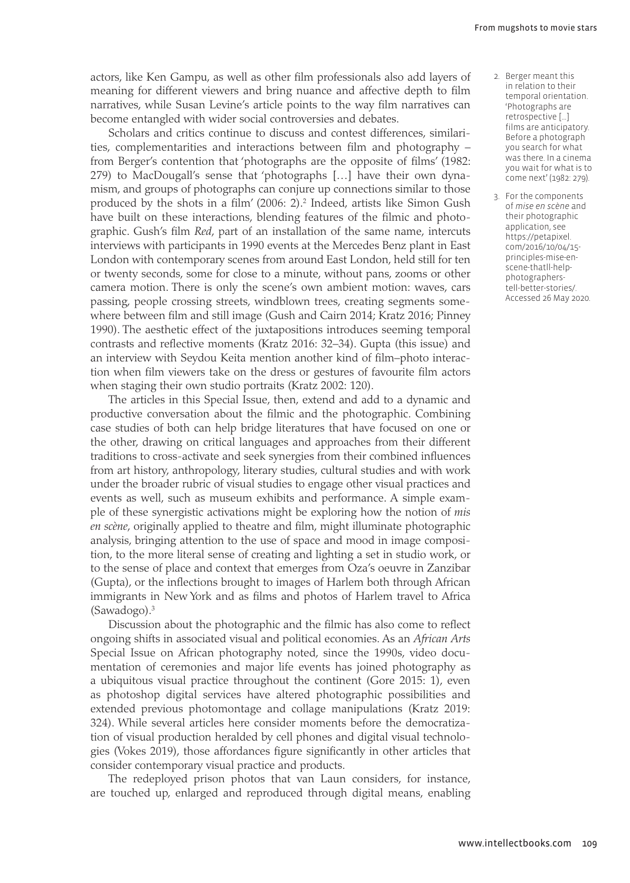actors, like Ken Gampu, as well as other film professionals also add layers of meaning for different viewers and bring nuance and affective depth to film narratives, while Susan Levine's article points to the way film narratives can become entangled with wider social controversies and debates.

Scholars and critics continue to discuss and contest differences, similarities, complementarities and interactions between film and photography – from Berger's contention that 'photographs are the opposite of films' (1982: 279) to MacDougall's sense that 'photographs […] have their own dynamism, and groups of photographs can conjure up connections similar to those produced by the shots in a film' (2006: 2).[2] Indeed, artists like Simon Gush have built on these interactions, blending features of the filmic and photographic. Gush's film *Red*, part of an installation of the same name, intercuts interviews with participants in 1990 events at the Mercedes Benz plant in East London with contemporary scenes from around East London, held still for ten or twenty seconds, some for close to a minute, without pans, zooms or other camera motion. There is only the scene's own ambient motion: waves, cars passing, people crossing streets, windblown trees, creating segments somewhere between film and still image (Gush and Cairn 2014; Kratz 2016; Pinney 1990). The aesthetic effect of the juxtapositions introduces seeming temporal contrasts and reflective moments (Kratz 2016: 32–34). Gupta (this issue) and an interview with Seydou Keita mention another kind of film–photo interaction when film viewers take on the dress or gestures of favourite film actors when staging their own studio portraits (Kratz 2002: 120).

The articles in this Special Issue, then, extend and add to a dynamic and productive conversation about the filmic and the photographic. Combining case studies of both can help bridge literatures that have focused on one or the other, drawing on critical languages and approaches from their different traditions to cross-activate and seek synergies from their combined influences from art history, anthropology, literary studies, cultural studies and with work under the broader rubric of visual studies to engage other visual practices and events as well, such as museum exhibits and performance. A simple example of these synergistic activations might be exploring how the notion of *mis en scène*, originally applied to theatre and film, might illuminate photographic analysis, bringing attention to the use of space and mood in image composition, to the more literal sense of creating and lighting a set in studio work, or to the sense of place and context that emerges from Oza's oeuvre in Zanzibar (Gupta), or the inflections brought to images of Harlem both through African immigrants in New York and as films and photos of Harlem travel to Africa (Sawadogo).[3]

Discussion about the photographic and the filmic has also come to reflect ongoing shifts in associated visual and political economies. As an *African Arts* Special Issue on African photography noted, since the 1990s, video documentation of ceremonies and major life events has joined photography as a ubiquitous visual practice throughout the continent (Gore 2015: 1), even as photoshop digital services have altered photographic possibilities and extended previous photomontage and collage manipulations (Kratz 2019: 324). While several articles here consider moments before the democratization of visual production heralded by cell phones and digital visual technologies (Vokes 2019), those affordances figure significantly in other articles that consider contemporary visual practice and products.

The redeployed prison photos that van Laun considers, for instance, are touched up, enlarged and reproduced through digital means, enabling

2. Berger meant this in relation to their temporal orientation. 'Photographs are retrospective […] films are anticipatory. Before a photograph you search for what was there. In a cinema you wait for what is to come next' (1982: 279).

3. For the components of *mise en scène* and their photographic application, see https://petapixel.com/2016/10/04/15-principles-mise-en-scene-thatll-help-photographers-tell-better-stories/. Accessed 26 May 2020.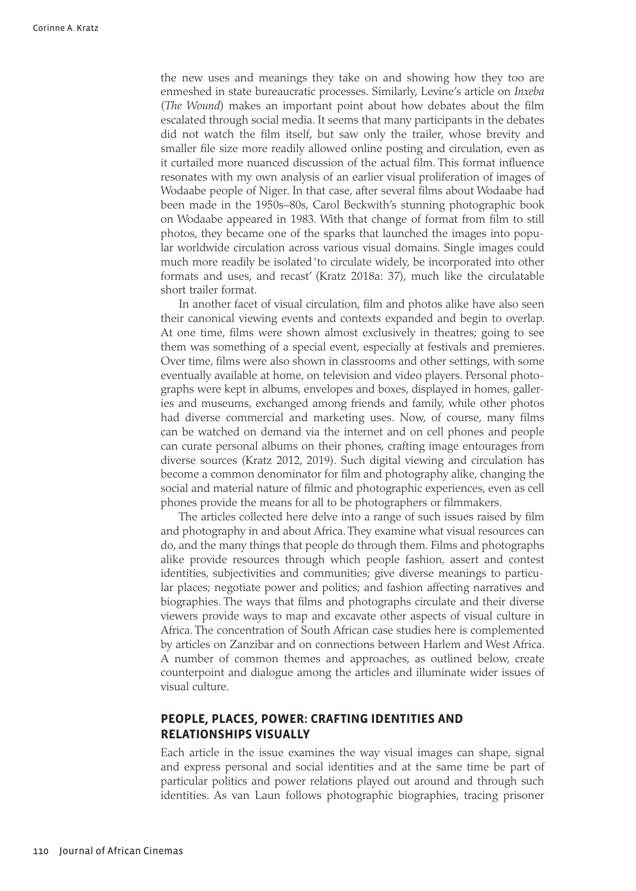the new uses and meanings they take on and showing how they too are enmeshed in state bureaucratic processes. Similarly, Levine's article on *Inxeba* (*The Wound*) makes an important point about how debates about the film escalated through social media. It seems that many participants in the debates did not watch the film itself, but saw only the trailer, whose brevity and smaller file size more readily allowed online posting and circulation, even as it curtailed more nuanced discussion of the actual film. This format influence resonates with my own analysis of an earlier visual proliferation of images of Wodaabe people of Niger. In that case, after several films about Wodaabe had been made in the 1950s–80s, Carol Beckwith's stunning photographic book on Wodaabe appeared in 1983. With that change of format from film to still photos, they became one of the sparks that launched the images into popular worldwide circulation across various visual domains. Single images could much more readily be isolated 'to circulate widely, be incorporated into other formats and uses, and recast' (Kratz 2018a: 37), much like the circulatable short trailer format.

In another facet of visual circulation, film and photos alike have also seen their canonical viewing events and contexts expanded and begin to overlap. At one time, films were shown almost exclusively in theatres; going to see them was something of a special event, especially at festivals and premieres. Over time, films were also shown in classrooms and other settings, with some eventually available at home, on television and video players. Personal photographs were kept in albums, envelopes and boxes, displayed in homes, galleries and museums, exchanged among friends and family, while other photos had diverse commercial and marketing uses. Now, of course, many films can be watched on demand via the internet and on cell phones and people can curate personal albums on their phones, crafting image entourages from diverse sources (Kratz 2012, 2019). Such digital viewing and circulation has become a common denominator for film and photography alike, changing the social and material nature of filmic and photographic experiences, even as cell phones provide the means for all to be photographers or filmmakers.

The articles collected here delve into a range of such issues raised by film and photography in and about Africa. They examine what visual resources can do, and the many things that people do through them. Films and photographs alike provide resources through which people fashion, assert and contest identities, subjectivities and communities; give diverse meanings to particular places; negotiate power and politics; and fashion affecting narratives and biographies. The ways that films and photographs circulate and their diverse viewers provide ways to map and excavate other aspects of visual culture in Africa. The concentration of South African case studies here is complemented by articles on Zanzibar and on connections between Harlem and West Africa. A number of common themes and approaches, as outlined below, create counterpoint and dialogue among the articles and illuminate wider issues of visual culture.

## PEOPLE, PLACES, POWER: CRAFTING IDENTITIES AND RELATIONSHIPS VISUALLY

Each article in the issue examines the way visual images can shape, signal and express personal and social identities and at the same time be part of particular politics and power relations played out around and through such identities. As van Laun follows photographic biographies, tracing prisoner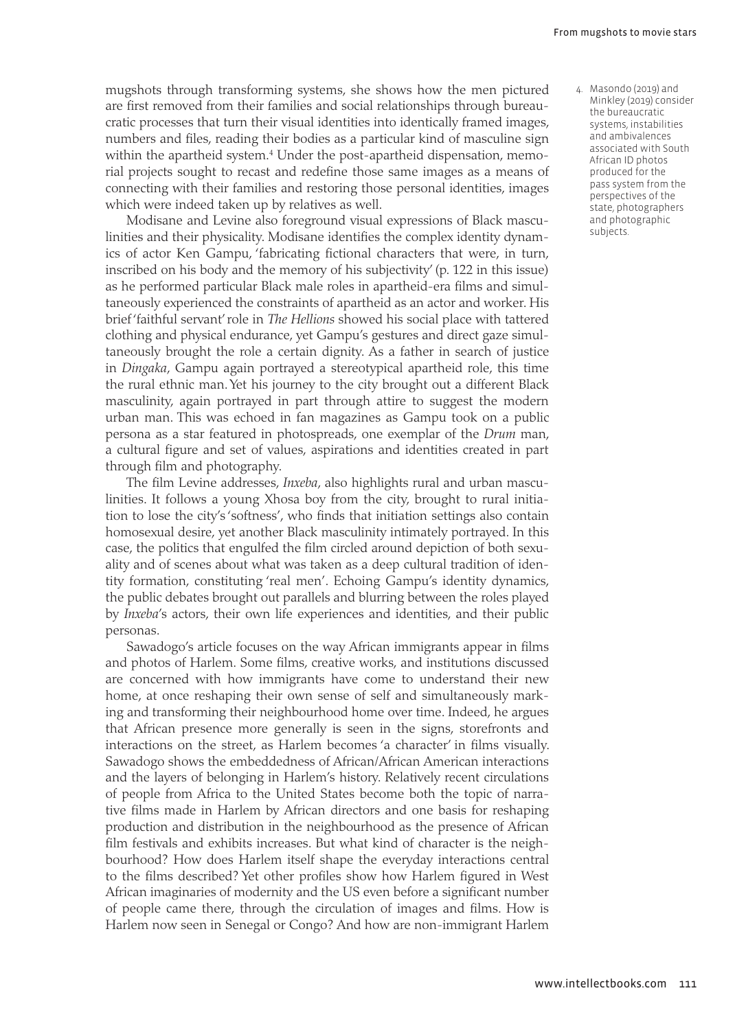mugshots through transforming systems, she shows how the men pictured are first removed from their families and social relationships through bureaucratic processes that turn their visual identities into identically framed images, numbers and files, reading their bodies as a particular kind of masculine sign within the apartheid system.[4] Under the post-apartheid dispensation, memorial projects sought to recast and redefine those same images as a means of connecting with their families and restoring those personal identities, images which were indeed taken up by relatives as well.

Modisane and Levine also foreground visual expressions of Black masculinities and their physicality. Modisane identifies the complex identity dynamics of actor Ken Gampu, 'fabricating fictional characters that were, in turn, inscribed on his body and the memory of his subjectivity' (p. 122 in this issue) as he performed particular Black male roles in apartheid-era films and simultaneously experienced the constraints of apartheid as an actor and worker. His brief 'faithful servant' role in *The Hellions* showed his social place with tattered clothing and physical endurance, yet Gampu's gestures and direct gaze simultaneously brought the role a certain dignity. As a father in search of justice in *Dingaka*, Gampu again portrayed a stereotypical apartheid role, this time the rural ethnic man. Yet his journey to the city brought out a different Black masculinity, again portrayed in part through attire to suggest the modern urban man. This was echoed in fan magazines as Gampu took on a public persona as a star featured in photospreads, one exemplar of the *Drum* man, a cultural figure and set of values, aspirations and identities created in part through film and photography.

The film Levine addresses, *Inxeba*, also highlights rural and urban masculinities. It follows a young Xhosa boy from the city, brought to rural initiation to lose the city's 'softness', who finds that initiation settings also contain homosexual desire, yet another Black masculinity intimately portrayed. In this case, the politics that engulfed the film circled around depiction of both sexuality and of scenes about what was taken as a deep cultural tradition of identity formation, constituting 'real men'. Echoing Gampu's identity dynamics, the public debates brought out parallels and blurring between the roles played by *Inxeba*'s actors, their own life experiences and identities, and their public personas.

Sawadogo's article focuses on the way African immigrants appear in films and photos of Harlem. Some films, creative works, and institutions discussed are concerned with how immigrants have come to understand their new home, at once reshaping their own sense of self and simultaneously marking and transforming their neighbourhood home over time. Indeed, he argues that African presence more generally is seen in the signs, storefronts and interactions on the street, as Harlem becomes 'a character' in films visually. Sawadogo shows the embeddedness of African/African American interactions and the layers of belonging in Harlem's history. Relatively recent circulations of people from Africa to the United States become both the topic of narrative films made in Harlem by African directors and one basis for reshaping production and distribution in the neighbourhood as the presence of African film festivals and exhibits increases. But what kind of character is the neighbourhood? How does Harlem itself shape the everyday interactions central to the films described? Yet other profiles show how Harlem figured in West African imaginaries of modernity and the US even before a significant number of people came there, through the circulation of images and films. How is Harlem now seen in Senegal or Congo? And how are non-immigrant Harlem

4. Masondo (2019) and Minkley (2019) consider the bureaucratic systems, instabilities and ambivalences associated with South African ID photos produced for the pass system from the perspectives of the state, photographers and photographic subjects.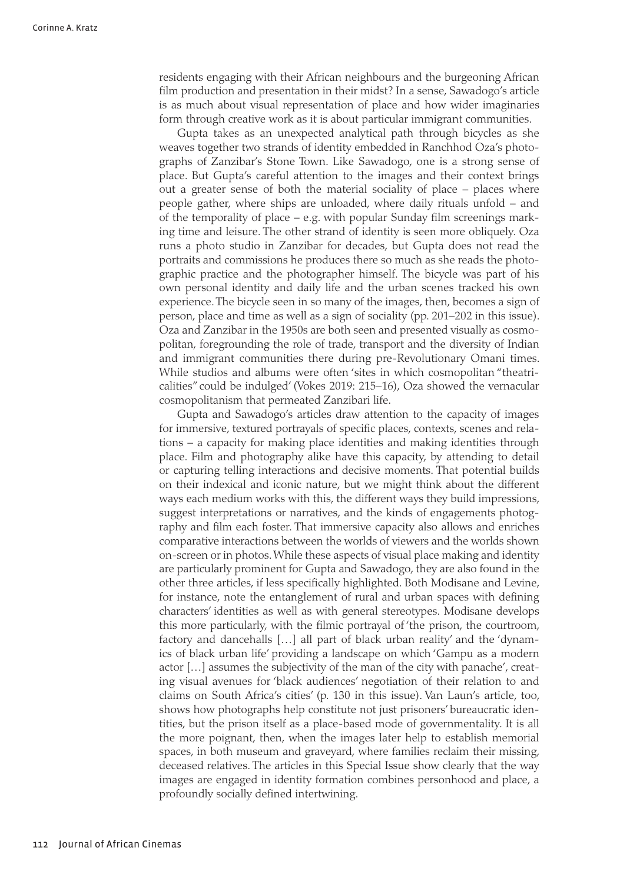residents engaging with their African neighbours and the burgeoning African film production and presentation in their midst? In a sense, Sawadogo's article is as much about visual representation of place and how wider imaginaries form through creative work as it is about particular immigrant communities.

Gupta takes as an unexpected analytical path through bicycles as she weaves together two strands of identity embedded in Ranchhod Oza's photographs of Zanzibar's Stone Town. Like Sawadogo, one is a strong sense of place. But Gupta's careful attention to the images and their context brings out a greater sense of both the material sociality of place – places where people gather, where ships are unloaded, where daily rituals unfold – and of the temporality of place – e.g. with popular Sunday film screenings marking time and leisure. The other strand of identity is seen more obliquely. Oza runs a photo studio in Zanzibar for decades, but Gupta does not read the portraits and commissions he produces there so much as she reads the photographic practice and the photographer himself. The bicycle was part of his own personal identity and daily life and the urban scenes tracked his own experience. The bicycle seen in so many of the images, then, becomes a sign of person, place and time as well as a sign of sociality (pp. 201–202 in this issue). Oza and Zanzibar in the 1950s are both seen and presented visually as cosmopolitan, foregrounding the role of trade, transport and the diversity of Indian and immigrant communities there during pre-Revolutionary Omani times. While studios and albums were often 'sites in which cosmopolitan "theatricalities" could be indulged' (Vokes 2019: 215–16), Oza showed the vernacular cosmopolitanism that permeated Zanzibari life.

Gupta and Sawadogo's articles draw attention to the capacity of images for immersive, textured portrayals of specific places, contexts, scenes and relations – a capacity for making place identities and making identities through place. Film and photography alike have this capacity, by attending to detail or capturing telling interactions and decisive moments. That potential builds on their indexical and iconic nature, but we might think about the different ways each medium works with this, the different ways they build impressions, suggest interpretations or narratives, and the kinds of engagements photography and film each foster. That immersive capacity also allows and enriches comparative interactions between the worlds of viewers and the worlds shown on-screen or in photos. While these aspects of visual place making and identity are particularly prominent for Gupta and Sawadogo, they are also found in the other three articles, if less specifically highlighted. Both Modisane and Levine, for instance, note the entanglement of rural and urban spaces with defining characters' identities as well as with general stereotypes. Modisane develops this more particularly, with the filmic portrayal of 'the prison, the courtroom, factory and dancehalls […] all part of black urban reality' and the 'dynamics of black urban life' providing a landscape on which 'Gampu as a modern actor […] assumes the subjectivity of the man of the city with panache', creating visual avenues for 'black audiences' negotiation of their relation to and claims on South Africa's cities' (p. 130 in this issue). Van Laun's article, too, shows how photographs help constitute not just prisoners' bureaucratic identities, but the prison itself as a place-based mode of governmentality. It is all the more poignant, then, when the images later help to establish memorial spaces, in both museum and graveyard, where families reclaim their missing, deceased relatives. The articles in this Special Issue show clearly that the way images are engaged in identity formation combines personhood and place, a profoundly socially defined intertwining.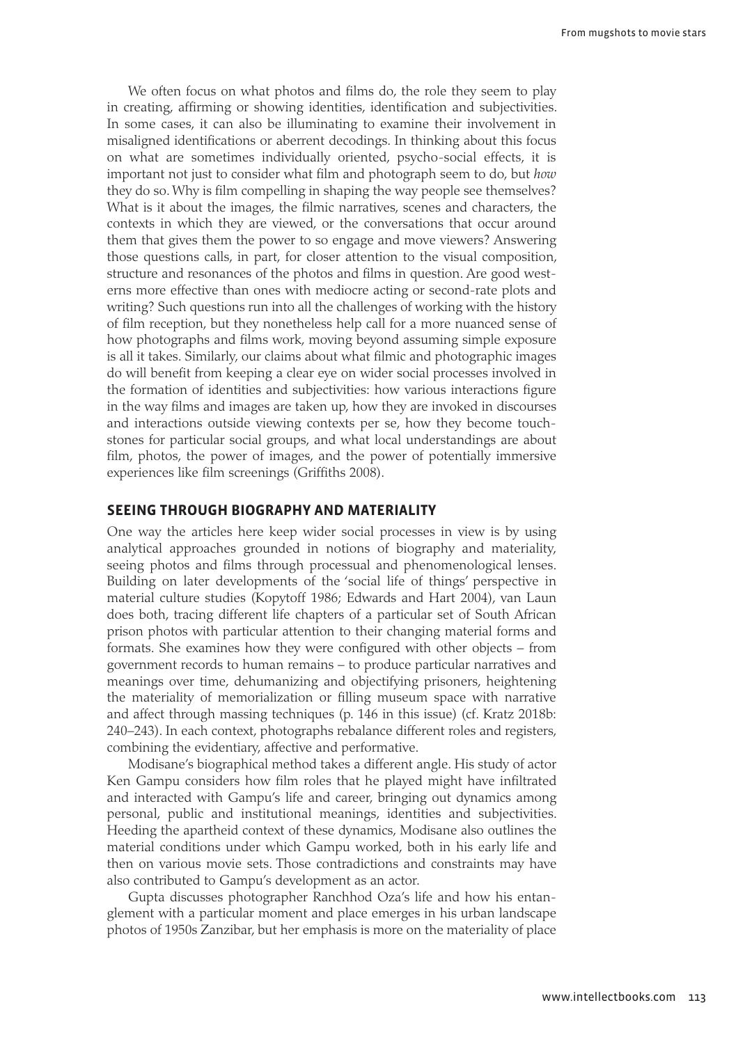We often focus on what photos and films do, the role they seem to play in creating, affirming or showing identities, identification and subjectivities. In some cases, it can also be illuminating to examine their involvement in misaligned identifications or aberrent decodings. In thinking about this focus on what are sometimes individually oriented, psycho-social effects, it is important not just to consider what film and photograph seem to do, but *how* they do so. Why is film compelling in shaping the way people see themselves? What is it about the images, the filmic narratives, scenes and characters, the contexts in which they are viewed, or the conversations that occur around them that gives them the power to so engage and move viewers? Answering those questions calls, in part, for closer attention to the visual composition, structure and resonances of the photos and films in question. Are good westerns more effective than ones with mediocre acting or second-rate plots and writing? Such questions run into all the challenges of working with the history of film reception, but they nonetheless help call for a more nuanced sense of how photographs and films work, moving beyond assuming simple exposure is all it takes. Similarly, our claims about what filmic and photographic images do will benefit from keeping a clear eye on wider social processes involved in the formation of identities and subjectivities: how various interactions figure in the way films and images are taken up, how they are invoked in discourses and interactions outside viewing contexts per se, how they become touchstones for particular social groups, and what local understandings are about film, photos, the power of images, and the power of potentially immersive experiences like film screenings (Griffiths 2008).

## SEEING THROUGH BIOGRAPHY AND MATERIALITY

One way the articles here keep wider social processes in view is by using analytical approaches grounded in notions of biography and materiality, seeing photos and films through processual and phenomenological lenses. Building on later developments of the 'social life of things' perspective in material culture studies (Kopytoff 1986; Edwards and Hart 2004), van Laun does both, tracing different life chapters of a particular set of South African prison photos with particular attention to their changing material forms and formats. She examines how they were configured with other objects – from government records to human remains – to produce particular narratives and meanings over time, dehumanizing and objectifying prisoners, heightening the materiality of memorialization or filling museum space with narrative and affect through massing techniques (p. 146 in this issue) (cf. Kratz 2018b: 240–243). In each context, photographs rebalance different roles and registers, combining the evidentiary, affective and performative.

Modisane's biographical method takes a different angle. His study of actor Ken Gampu considers how film roles that he played might have infiltrated and interacted with Gampu's life and career, bringing out dynamics among personal, public and institutional meanings, identities and subjectivities. Heeding the apartheid context of these dynamics, Modisane also outlines the material conditions under which Gampu worked, both in his early life and then on various movie sets. Those contradictions and constraints may have also contributed to Gampu's development as an actor.

Gupta discusses photographer Ranchhod Oza's life and how his entanglement with a particular moment and place emerges in his urban landscape photos of 1950s Zanzibar, but her emphasis is more on the materiality of place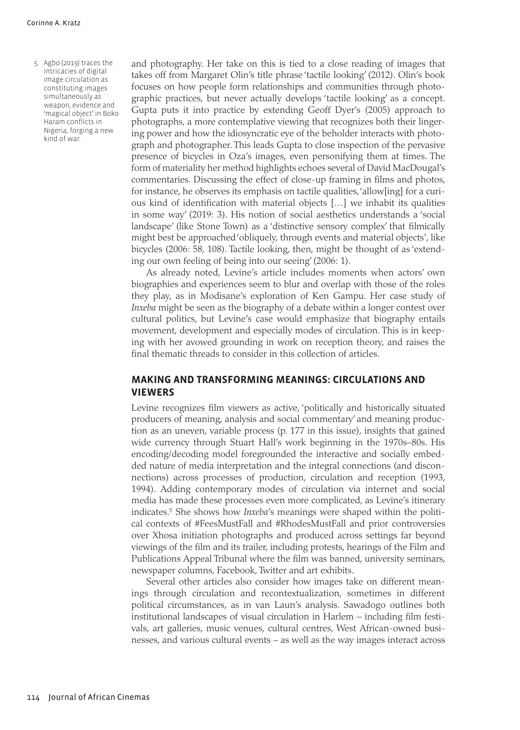and photography. Her take on this is tied to a close reading of images that takes off from Margaret Olin's title phrase 'tactile looking' (2012). Olin's book focuses on how people form relationships and communities through photographic practices, but never actually develops 'tactile looking' as a concept. Gupta puts it into practice by extending Geoff Dyer's (2005) approach to photographs, a more contemplative viewing that recognizes both their lingering power and how the idiosyncratic eye of the beholder interacts with photograph and photographer. This leads Gupta to close inspection of the pervasive presence of bicycles in Oza's images, even personifying them at times. The form of materiality her method highlights echoes several of David MacDougal's commentaries. Discussing the effect of close-up framing in films and photos, for instance, he observes its emphasis on tactile qualities, 'allow[ing] for a curious kind of identification with material objects […] we inhabit its qualities in some way' (2019: 3). His notion of social aesthetics understands a 'social landscape' (like Stone Town) as a 'distinctive sensory complex' that filmically might best be approached 'obliquely, through events and material objects', like bicycles (2006: 58, 108). Tactile looking, then, might be thought of as 'extending our own feeling of being into our seeing' (2006: 1).

As already noted, Levine's article includes moments when actors' own biographies and experiences seem to blur and overlap with those of the roles they play, as in Modisane's exploration of Ken Gampu. Her case study of *Inxeba* might be seen as the biography of a debate within a longer contest over cultural politics, but Levine's case would emphasize that biography entails movement, development and especially modes of circulation. This is in keeping with her avowed grounding in work on reception theory, and raises the final thematic threads to consider in this collection of articles.

## MAKING AND TRANSFORMING MEANINGS: CIRCULATIONS AND VIEWERS

Levine recognizes film viewers as active, 'politically and historically situated producers of meaning, analysis and social commentary' and meaning production as an uneven, variable process (p. 177 in this issue), insights that gained wide currency through Stuart Hall's work beginning in the 1970s–80s. His encoding/decoding model foregrounded the interactive and socially embedded nature of media interpretation and the integral connections (and disconnections) across processes of production, circulation and reception (1993, 1994). Adding contemporary modes of circulation via internet and social media has made these processes even more complicated, as Levine's itinerary indicates.[5] She shows how *Inxeba*'s meanings were shaped within the political contexts of #FeesMustFall and #RhodesMustFall and prior controversies over Xhosa initiation photographs and produced across settings far beyond viewings of the film and its trailer, including protests, hearings of the Film and Publications Appeal Tribunal where the film was banned, university seminars, newspaper columns, Facebook, Twitter and art exhibits.

Several other articles also consider how images take on different meanings through circulation and recontextualization, sometimes in different political circumstances, as in van Laun's analysis. Sawadogo outlines both institutional landscapes of visual circulation in Harlem – including film festivals, art galleries, music venues, cultural centres, West African-owned businesses, and various cultural events – as well as the way images interact across

5. Agbo (2019) traces the intricacies of digital image circulation as constituting images simultaneously as weapon, evidence and 'magical object' in Boko Haram conflicts in Nigeria, forging a new kind of war.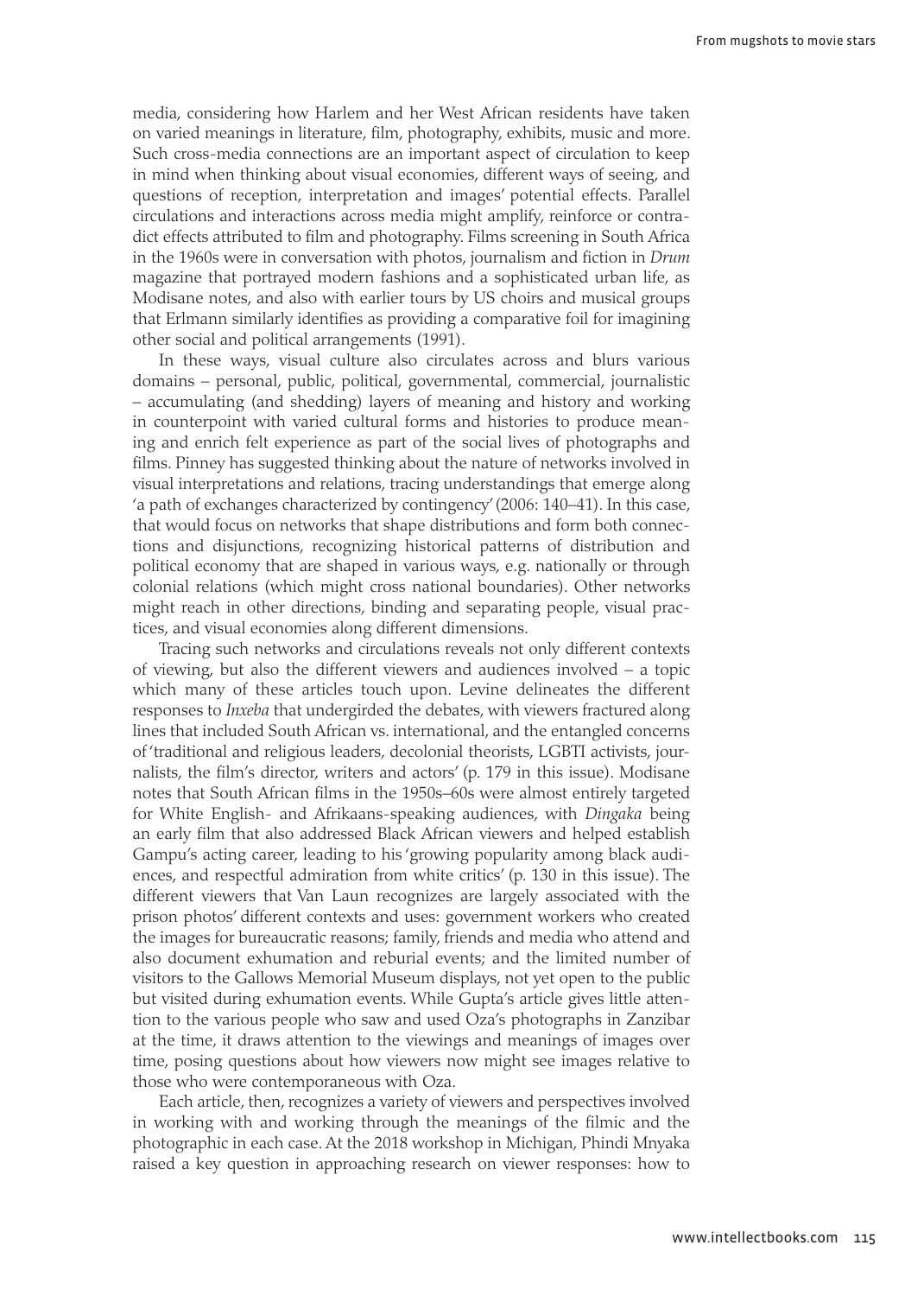media, considering how Harlem and her West African residents have taken on varied meanings in literature, film, photography, exhibits, music and more. Such cross-media connections are an important aspect of circulation to keep in mind when thinking about visual economies, different ways of seeing, and questions of reception, interpretation and images' potential effects. Parallel circulations and interactions across media might amplify, reinforce or contradict effects attributed to film and photography. Films screening in South Africa in the 1960s were in conversation with photos, journalism and fiction in *Drum* magazine that portrayed modern fashions and a sophisticated urban life, as Modisane notes, and also with earlier tours by US choirs and musical groups that Erlmann similarly identifies as providing a comparative foil for imagining other social and political arrangements (1991).

In these ways, visual culture also circulates across and blurs various domains – personal, public, political, governmental, commercial, journalistic – accumulating (and shedding) layers of meaning and history and working in counterpoint with varied cultural forms and histories to produce meaning and enrich felt experience as part of the social lives of photographs and films. Pinney has suggested thinking about the nature of networks involved in visual interpretations and relations, tracing understandings that emerge along 'a path of exchanges characterized by contingency' (2006: 140–41). In this case, that would focus on networks that shape distributions and form both connections and disjunctions, recognizing historical patterns of distribution and political economy that are shaped in various ways, e.g. nationally or through colonial relations (which might cross national boundaries). Other networks might reach in other directions, binding and separating people, visual practices, and visual economies along different dimensions.

Tracing such networks and circulations reveals not only different contexts of viewing, but also the different viewers and audiences involved – a topic which many of these articles touch upon. Levine delineates the different responses to *Inxeba* that undergirded the debates, with viewers fractured along lines that included South African vs. international, and the entangled concerns of 'traditional and religious leaders, decolonial theorists, LGBTI activists, journalists, the film's director, writers and actors' (p. 179 in this issue). Modisane notes that South African films in the 1950s–60s were almost entirely targeted for White English- and Afrikaans-speaking audiences, with *Dingaka* being an early film that also addressed Black African viewers and helped establish Gampu's acting career, leading to his 'growing popularity among black audiences, and respectful admiration from white critics' (p. 130 in this issue). The different viewers that Van Laun recognizes are largely associated with the prison photos' different contexts and uses: government workers who created the images for bureaucratic reasons; family, friends and media who attend and also document exhumation and reburial events; and the limited number of visitors to the Gallows Memorial Museum displays, not yet open to the public but visited during exhumation events. While Gupta's article gives little attention to the various people who saw and used Oza's photographs in Zanzibar at the time, it draws attention to the viewings and meanings of images over time, posing questions about how viewers now might see images relative to those who were contemporaneous with Oza.

Each article, then, recognizes a variety of viewers and perspectives involved in working with and working through the meanings of the filmic and the photographic in each case. At the 2018 workshop in Michigan, Phindi Mnyaka raised a key question in approaching research on viewer responses: how to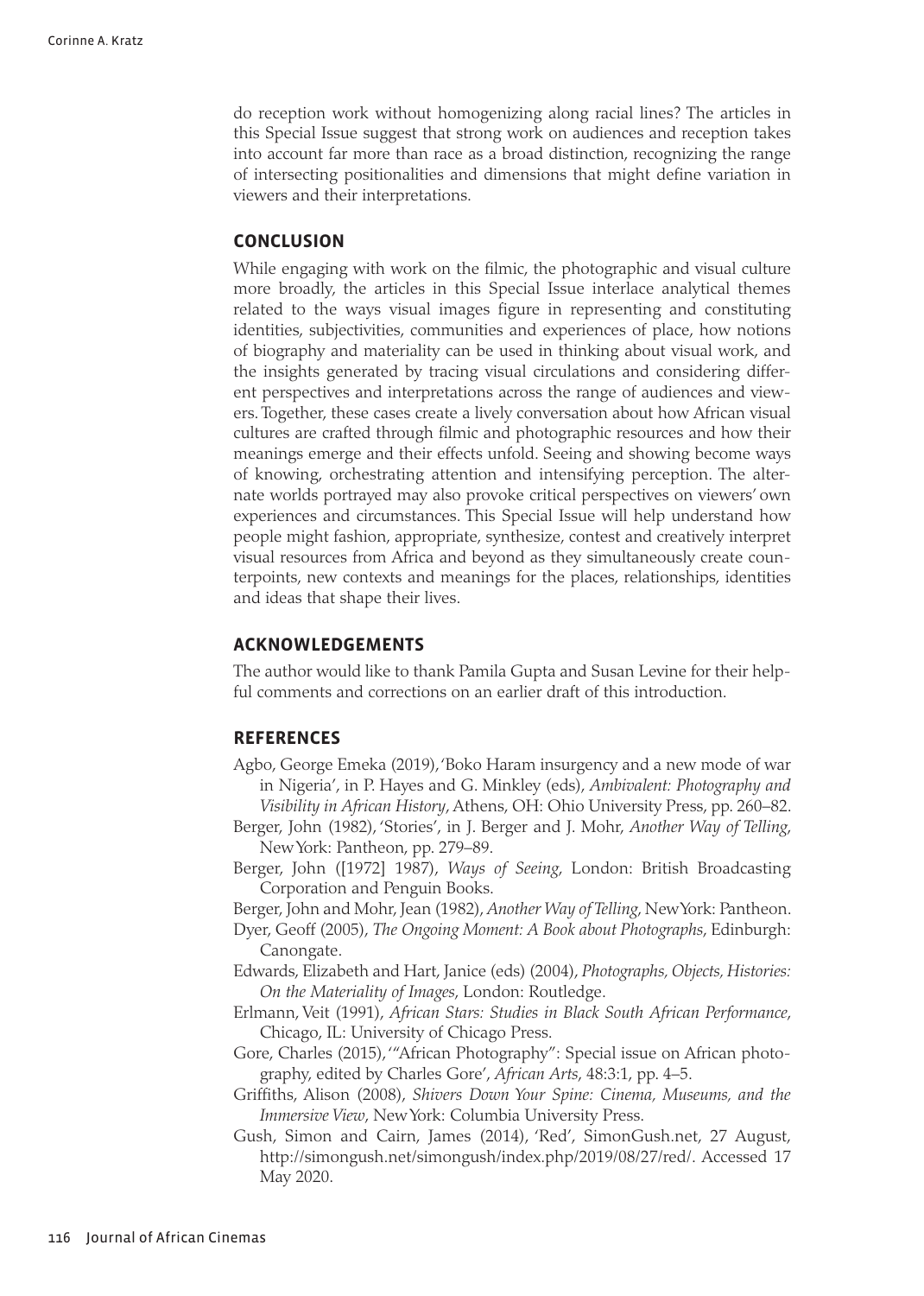do reception work without homogenizing along racial lines? The articles in this Special Issue suggest that strong work on audiences and reception takes into account far more than race as a broad distinction, recognizing the range of intersecting positionalities and dimensions that might define variation in viewers and their interpretations.

## CONCLUSION

While engaging with work on the filmic, the photographic and visual culture more broadly, the articles in this Special Issue interlace analytical themes related to the ways visual images figure in representing and constituting identities, subjectivities, communities and experiences of place, how notions of biography and materiality can be used in thinking about visual work, and the insights generated by tracing visual circulations and considering different perspectives and interpretations across the range of audiences and viewers. Together, these cases create a lively conversation about how African visual cultures are crafted through filmic and photographic resources and how their meanings emerge and their effects unfold. Seeing and showing become ways of knowing, orchestrating attention and intensifying perception. The alternate worlds portrayed may also provoke critical perspectives on viewers' own experiences and circumstances. This Special Issue will help understand how people might fashion, appropriate, synthesize, contest and creatively interpret visual resources from Africa and beyond as they simultaneously create counterpoints, new contexts and meanings for the places, relationships, identities and ideas that shape their lives.

## ACKNOWLEDGEMENTS

The author would like to thank Pamila Gupta and Susan Levine for their helpful comments and corrections on an earlier draft of this introduction.

## REFERENCES

Agbo, George Emeka (2019), 'Boko Haram insurgency and a new mode of war in Nigeria', in P. Hayes and G. Minkley (eds), *Ambivalent: Photography and Visibility in African History*, Athens, OH: Ohio University Press, pp. 260–82.

Berger, John (1982), 'Stories', in J. Berger and J. Mohr, *Another Way of Telling*, New York: Pantheon, pp. 279–89.

Berger, John ([1972] 1987), *Ways of Seeing*, London: British Broadcasting Corporation and Penguin Books.

Berger, John and Mohr, Jean (1982), *Another Way of Telling*, New York: Pantheon.

Dyer, Geoff (2005), *The Ongoing Moment: A Book about Photographs*, Edinburgh: Canongate.

Edwards, Elizabeth and Hart, Janice (eds) (2004), *Photographs, Objects, Histories: On the Materiality of Images*, London: Routledge.

Erlmann, Veit (1991), *African Stars: Studies in Black South African Performance*, Chicago, IL: University of Chicago Press.

Gore, Charles (2015), '"African Photography": Special issue on African photography, edited by Charles Gore', *African Arts*, 48:3:1, pp. 4–5.

Griffiths, Alison (2008), *Shivers Down Your Spine: Cinema, Museums, and the Immersive View*, New York: Columbia University Press.

Gush, Simon and Cairn, James (2014), 'Red', SimonGush.net, 27 August, http://simongush.net/simongush/index.php/2019/08/27/red/. Accessed 17 May 2020.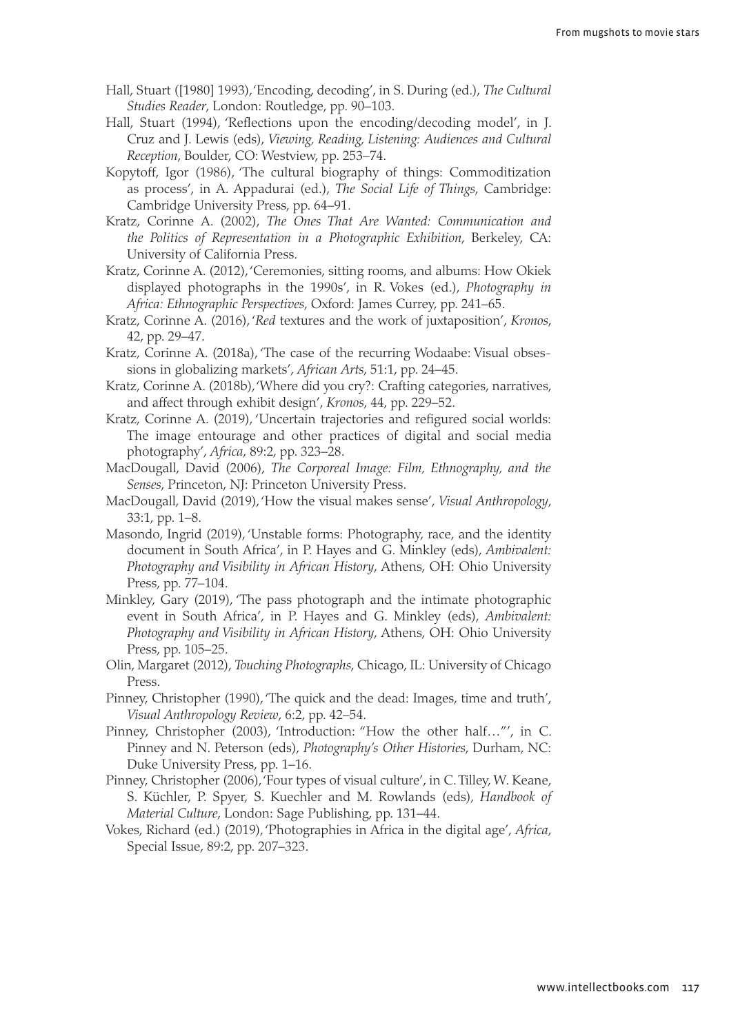Hall, Stuart ([1980] 1993), 'Encoding, decoding', in S. During (ed.), *The Cultural Studies Reader*, London: Routledge, pp. 90–103.

Hall, Stuart (1994), 'Reflections upon the encoding/decoding model', in J. Cruz and J. Lewis (eds), *Viewing, Reading, Listening: Audiences and Cultural Reception*, Boulder, CO: Westview, pp. 253–74.

Kopytoff, Igor (1986), 'The cultural biography of things: Commoditization as process', in A. Appadurai (ed.), *The Social Life of Things*, Cambridge: Cambridge University Press, pp. 64–91.

Kratz, Corinne A. (2002), *The Ones That Are Wanted: Communication and the Politics of Representation in a Photographic Exhibition*, Berkeley, CA: University of California Press.

Kratz, Corinne A. (2012), 'Ceremonies, sitting rooms, and albums: How Okiek displayed photographs in the 1990s', in R. Vokes (ed.), *Photography in Africa: Ethnographic Perspectives*, Oxford: James Currey, pp. 241–65.

Kratz, Corinne A. (2016), '*Red* textures and the work of juxtaposition', *Kronos*, 42, pp. 29–47.

Kratz, Corinne A. (2018a), 'The case of the recurring Wodaabe: Visual obsessions in globalizing markets', *African Arts*, 51:1, pp. 24–45.

Kratz, Corinne A. (2018b), 'Where did you cry?: Crafting categories, narratives, and affect through exhibit design', *Kronos*, 44, pp. 229–52.

Kratz, Corinne A. (2019), 'Uncertain trajectories and refigured social worlds: The image entourage and other practices of digital and social media photography', *Africa*, 89:2, pp. 323–28.

MacDougall, David (2006), *The Corporeal Image: Film, Ethnography, and the Senses*, Princeton, NJ: Princeton University Press.

MacDougall, David (2019), 'How the visual makes sense', *Visual Anthropology*, 33:1, pp. 1–8.

Masondo, Ingrid (2019), 'Unstable forms: Photography, race, and the identity document in South Africa', in P. Hayes and G. Minkley (eds), *Ambivalent: Photography and Visibility in African History*, Athens, OH: Ohio University Press, pp. 77–104.

Minkley, Gary (2019), 'The pass photograph and the intimate photographic event in South Africa', in P. Hayes and G. Minkley (eds), *Ambivalent: Photography and Visibility in African History*, Athens, OH: Ohio University Press, pp. 105–25.

Olin, Margaret (2012), *Touching Photographs*, Chicago, IL: University of Chicago Press.

Pinney, Christopher (1990), 'The quick and the dead: Images, time and truth', *Visual Anthropology Review*, 6:2, pp. 42–54.

Pinney, Christopher (2003), 'Introduction: "How the other half…"', in C. Pinney and N. Peterson (eds), *Photography's Other Histories*, Durham, NC: Duke University Press, pp. 1–16.

Pinney, Christopher (2006), 'Four types of visual culture', in C. Tilley, W. Keane, S. Küchler, P. Spyer, S. Kuechler and M. Rowlands (eds), *Handbook of Material Culture*, London: Sage Publishing, pp. 131–44.

Vokes, Richard (ed.) (2019), 'Photographies in Africa in the digital age', *Africa*, Special Issue, 89:2, pp. 207–323.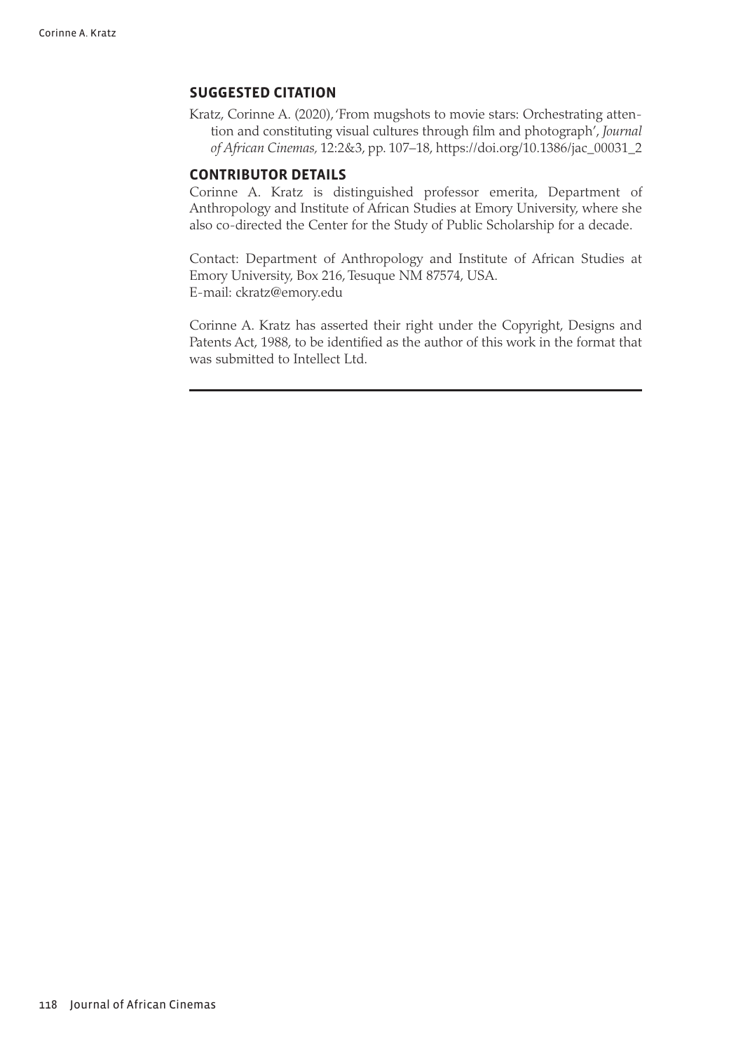## SUGGESTED CITATION

Kratz, Corinne A. (2020), 'From mugshots to movie stars: Orchestrating attention and constituting visual cultures through film and photograph', *Journal of African Cinemas*, 12:2&3, pp. 107–18, https://doi.org/10.1386/jac_00031_2

## CONTRIBUTOR DETAILS

Corinne A. Kratz is distinguished professor emerita, Department of Anthropology and Institute of African Studies at Emory University, where she also co-directed the Center for the Study of Public Scholarship for a decade.

Contact: Department of Anthropology and Institute of African Studies at Emory University, Box 216, Tesuque NM 87574, USA.
E-mail: ckratz@emory.edu

Corinne A. Kratz has asserted their right under the Copyright, Designs and Patents Act, 1988, to be identified as the author of this work in the format that was submitted to Intellect Ltd.